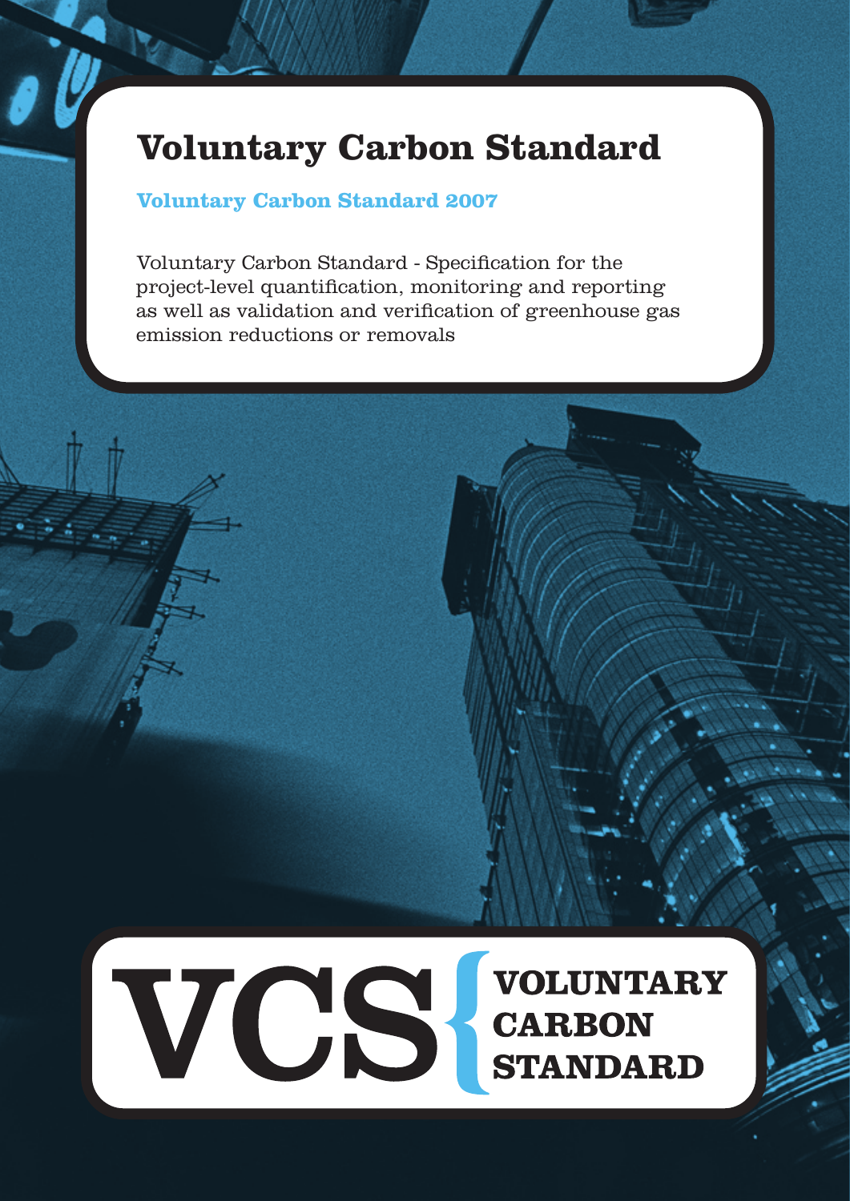# Voluntary Carbon Standard

## Voluntary Carbon Standard 2007

Voluntary Carbon Standard - Specification for the project-level quantification, monitoring and reporting as well as validation and verification of greenhouse gas emission reductions or removals

VCS { VOLUNTARY CARBON STANDARD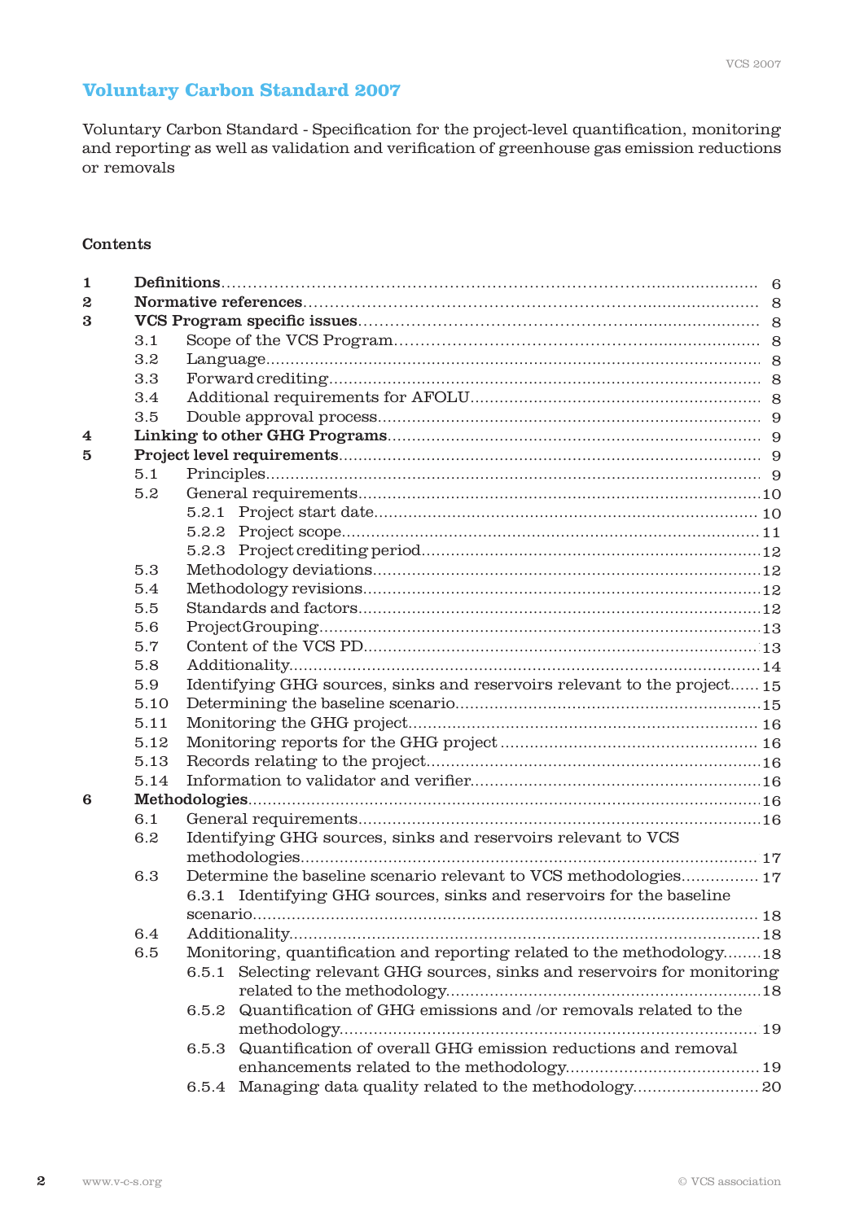# Voluntary Carbon Standard 2007

Voluntary Carbon Standard - Specification for the project-level quantification, monitoring and reporting as well as validation and verification of greenhouse gas emission reductions or removals

## Contents

| | | | | |
|---|---|---|---|---|
| **1** | **Definitions** | | | 6 |
| **2** | **Normative references** | | | 8 |
| **3** | **VCS Program specific issues** | | | 8 |
| | 3.1 | Scope of the VCS Program | | 8 |
| | 3.2 | Language | | 8 |
| | 3.3 | Forward crediting | | 8 |
| | 3.4 | Additional requirements for AFOLU | | 8 |
| | 3.5 | Double approval process | | 9 |
| **4** | **Linking to other GHG Programs** | | | 9 |
| **5** | **Project level requirements** | | | 9 |
| | 5.1 | Principles | | 9 |
| | 5.2 | General requirements | | 10 |
| | | 5.2.1 | Project start date | 10 |
| | | 5.2.2 | Project scope | 11 |
| | | 5.2.3 | Project crediting period | 12 |
| | 5.3 | Methodology deviations | | 12 |
| | 5.4 | Methodology revisions | | 12 |
| | 5.5 | Standards and factors | | 12 |
| | 5.6 | ProjectGrouping | | 13 |
| | 5.7 | Content of the VCS PD | | 13 |
| | 5.8 | Additionality | | 14 |
| | 5.9 | Identifying GHG sources, sinks and reservoirs relevant to the project | | 15 |
| | 5.10 | Determining the baseline scenario | | 15 |
| | 5.11 | Monitoring the GHG project | | 16 |
| | 5.12 | Monitoring reports for the GHG project | | 16 |
| | 5.13 | Records relating to the project | | 16 |
| | 5.14 | Information to validator and verifier | | 16 |
| **6** | **Methodologies** | | | 16 |
| | 6.1 | General requirements | | 16 |
| | 6.2 | Identifying GHG sources, sinks and reservoirs relevant to VCS methodologies | | 17 |
| | 6.3 | Determine the baseline scenario relevant to VCS methodologies | | 17 |
| | | 6.3.1 | Identifying GHG sources, sinks and reservoirs for the baseline scenario | 18 |
| | 6.4 | Additionality | | 18 |
| | 6.5 | Monitoring, quantification and reporting related to the methodology | | 18 |
| | | 6.5.1 | Selecting relevant GHG sources, sinks and reservoirs for monitoring related to the methodology | 18 |
| | | 6.5.2 | Quantification of GHG emissions and /or removals related to the methodology | 19 |
| | | 6.5.3 | Quantification of overall GHG emission reductions and removal enhancements related to the methodology | 19 |
| | | 6.5.4 | Managing data quality related to the methodology | 20 |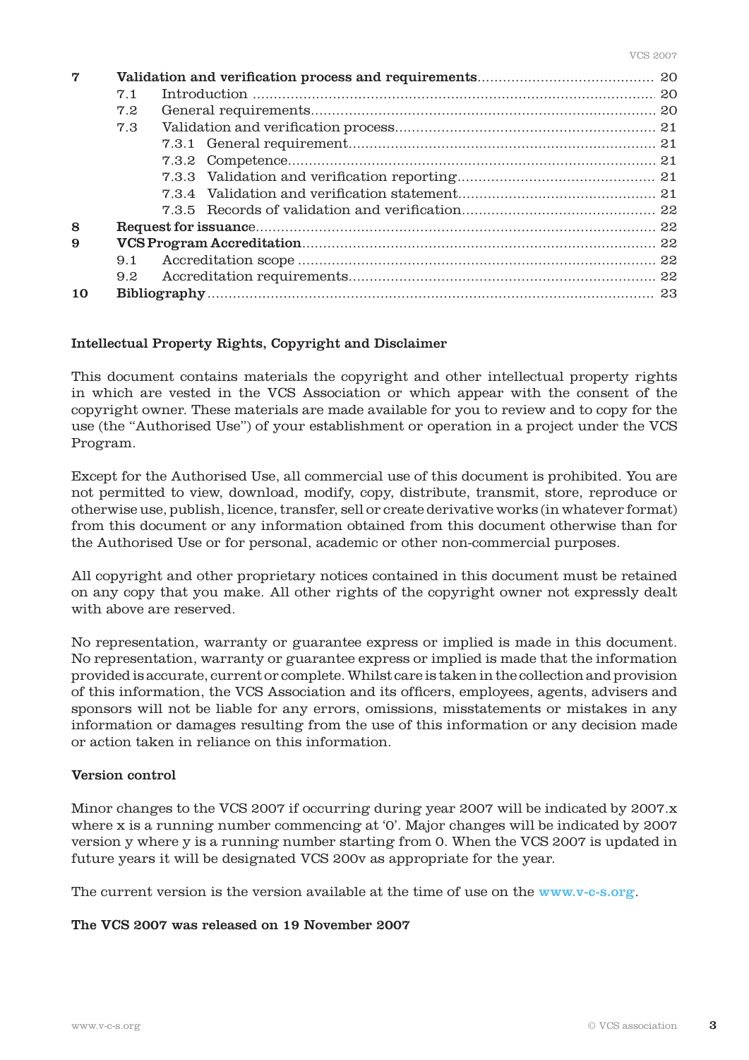| | | | |
|---|---|---|---|
| **7** | **Validation and verification process and requirements** | | 20 |
| | 7.1 | Introduction | 20 |
| | 7.2 | General requirements | 20 |
| | 7.3 | Validation and verification process | 21 |
| | | 7.3.1 General requirement | 21 |
| | | 7.3.2 Competence | 21 |
| | | 7.3.3 Validation and verification reporting | 21 |
| | | 7.3.4 Validation and verification statement | 21 |
| | | 7.3.5 Records of validation and verification | 22 |
| **8** | **Request for issuance** | | 22 |
| **9** | **VCS Program Accreditation** | | 22 |
| | 9.1 | Accreditation scope | 22 |
| | 9.2 | Accreditation requirements | 22 |
| **10** | **Bibliography** | | 23 |

**Intellectual Property Rights, Copyright and Disclaimer**

This document contains materials the copyright and other intellectual property rights in which are vested in the VCS Association or which appear with the consent of the copyright owner. These materials are made available for you to review and to copy for the use (the "Authorised Use") of your establishment or operation in a project under the VCS Program.

Except for the Authorised Use, all commercial use of this document is prohibited. You are not permitted to view, download, modify, copy, distribute, transmit, store, reproduce or otherwise use, publish, licence, transfer, sell or create derivative works (in whatever format) from this document or any information obtained from this document otherwise than for the Authorised Use or for personal, academic or other non-commercial purposes.

All copyright and other proprietary notices contained in this document must be retained on any copy that you make. All other rights of the copyright owner not expressly dealt with above are reserved.

No representation, warranty or guarantee express or implied is made in this document. No representation, warranty or guarantee express or implied is made that the information provided is accurate, current or complete. Whilst care is taken in the collection and provision of this information, the VCS Association and its officers, employees, agents, advisers and sponsors will not be liable for any errors, omissions, misstatements or mistakes in any information or damages resulting from the use of this information or any decision made or action taken in reliance on this information.

**Version control**

Minor changes to the VCS 2007 if occurring during year 2007 will be indicated by 2007.x where x is a running number commencing at '0'. Major changes will be indicated by 2007 version y where y is a running number starting from 0. When the VCS 2007 is updated in future years it will be designated VCS 200v as appropriate for the year.

The current version is the version available at the time of use on the www.v-c-s.org.

**The VCS 2007 was released on 19 November 2007**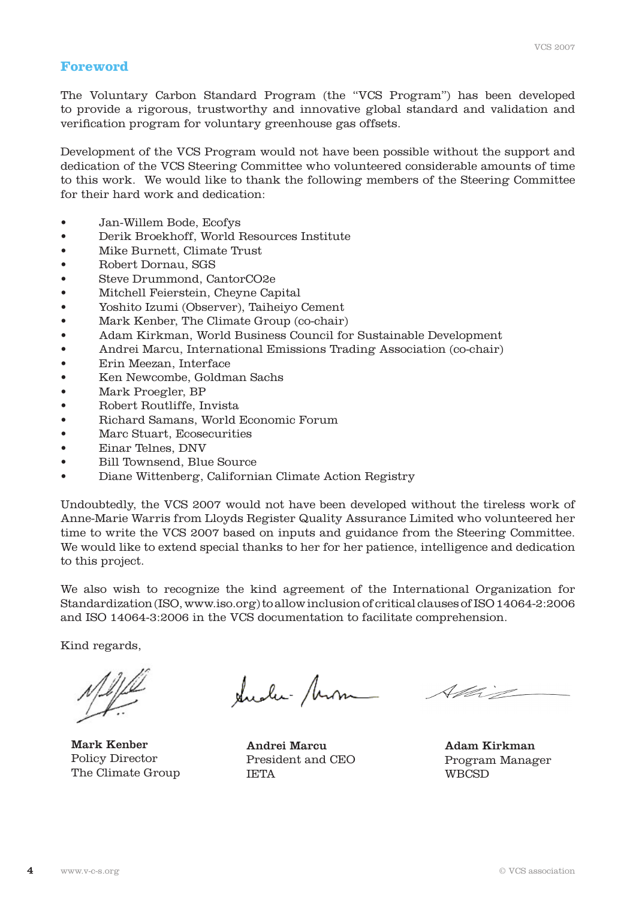## Foreword

The Voluntary Carbon Standard Program (the "VCS Program") has been developed to provide a rigorous, trustworthy and innovative global standard and validation and verification program for voluntary greenhouse gas offsets.

Development of the VCS Program would not have been possible without the support and dedication of the VCS Steering Committee who volunteered considerable amounts of time to this work. We would like to thank the following members of the Steering Committee for their hard work and dedication:

- Jan-Willem Bode, Ecofys
- Derik Broekhoff, World Resources Institute
- Mike Burnett, Climate Trust
- Robert Dornau, SGS
- Steve Drummond, CantorCO2e
- Mitchell Feierstein, Cheyne Capital
- Yoshito Izumi (Observer), Taiheiyo Cement
- Mark Kenber, The Climate Group (co-chair)
- Adam Kirkman, World Business Council for Sustainable Development
- Andrei Marcu, International Emissions Trading Association (co-chair)
- Erin Meezan, Interface
- Ken Newcombe, Goldman Sachs
- Mark Proegler, BP
- Robert Routliffe, Invista
- Richard Samans, World Economic Forum
- Marc Stuart, Ecosecurities
- Einar Telnes, DNV
- Bill Townsend, Blue Source
- Diane Wittenberg, Californian Climate Action Registry

Undoubtedly, the VCS 2007 would not have been developed without the tireless work of Anne-Marie Warris from Lloyds Register Quality Assurance Limited who volunteered her time to write the VCS 2007 based on inputs and guidance from the Steering Committee. We would like to extend special thanks to her for her patience, intelligence and dedication to this project.

We also wish to recognize the kind agreement of the International Organization for Standardization (ISO, www.iso.org) to allow inclusion of critical clauses of ISO 14064-2:2006 and ISO 14064-3:2006 in the VCS documentation to facilitate comprehension.

Kind regards,

**Mark Kenber**
Policy Director
The Climate Group

**Andrei Marcu**
President and CEO
IETA

**Adam Kirkman**
Program Manager
WBCSD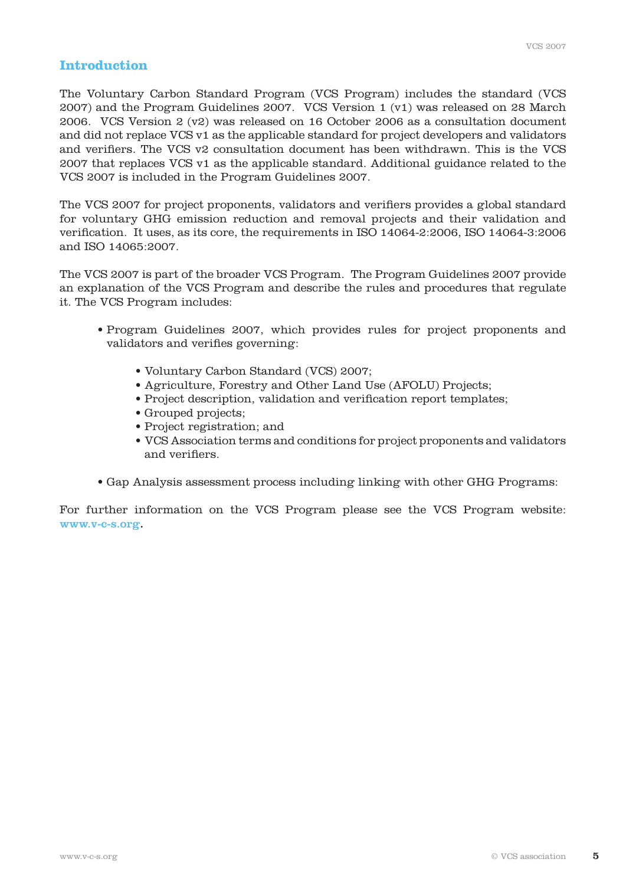## Introduction

The Voluntary Carbon Standard Program (VCS Program) includes the standard (VCS 2007) and the Program Guidelines 2007. VCS Version 1 (v1) was released on 28 March 2006. VCS Version 2 (v2) was released on 16 October 2006 as a consultation document and did not replace VCS v1 as the applicable standard for project developers and validators and verifiers. The VCS v2 consultation document has been withdrawn. This is the VCS 2007 that replaces VCS v1 as the applicable standard. Additional guidance related to the VCS 2007 is included in the Program Guidelines 2007.

The VCS 2007 for project proponents, validators and verifiers provides a global standard for voluntary GHG emission reduction and removal projects and their validation and verification. It uses, as its core, the requirements in ISO 14064-2:2006, ISO 14064-3:2006 and ISO 14065:2007.

The VCS 2007 is part of the broader VCS Program. The Program Guidelines 2007 provide an explanation of the VCS Program and describe the rules and procedures that regulate it. The VCS Program includes:

- Program Guidelines 2007, which provides rules for project proponents and validators and verifies governing:
    - Voluntary Carbon Standard (VCS) 2007;
    - Agriculture, Forestry and Other Land Use (AFOLU) Projects;
    - Project description, validation and verification report templates;
    - Grouped projects;
    - Project registration; and
    - VCS Association terms and conditions for project proponents and validators and verifiers.
- Gap Analysis assessment process including linking with other GHG Programs:

For further information on the VCS Program please see the VCS Program website: www.v-c-s.org.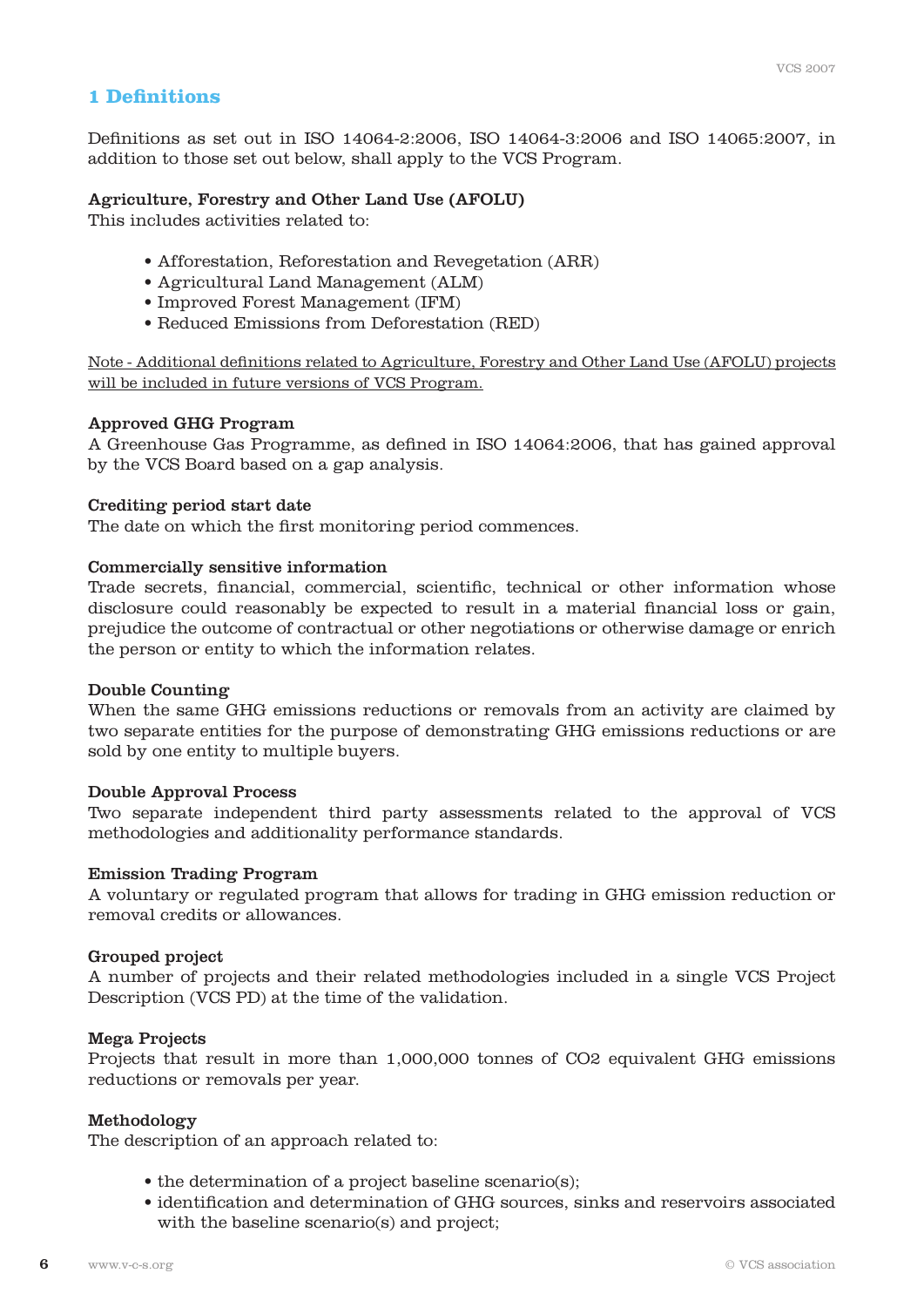# 1 Definitions

Definitions as set out in ISO 14064-2:2006, ISO 14064-3:2006 and ISO 14065:2007, in addition to those set out below, shall apply to the VCS Program.

**Agriculture, Forestry and Other Land Use (AFOLU)**
This includes activities related to:

- Afforestation, Reforestation and Revegetation (ARR)
- Agricultural Land Management (ALM)
- Improved Forest Management (IFM)
- Reduced Emissions from Deforestation (RED)

<u>Note - Additional definitions related to Agriculture, Forestry and Other Land Use (AFOLU) projects will be included in future versions of VCS Program.</u>

**Approved GHG Program**
A Greenhouse Gas Programme, as defined in ISO 14064:2006, that has gained approval by the VCS Board based on a gap analysis.

**Crediting period start date**
The date on which the first monitoring period commences.

**Commercially sensitive information**
Trade secrets, financial, commercial, scientific, technical or other information whose disclosure could reasonably be expected to result in a material financial loss or gain, prejudice the outcome of contractual or other negotiations or otherwise damage or enrich the person or entity to which the information relates.

**Double Counting**
When the same GHG emissions reductions or removals from an activity are claimed by two separate entities for the purpose of demonstrating GHG emissions reductions or are sold by one entity to multiple buyers.

**Double Approval Process**
Two separate independent third party assessments related to the approval of VCS methodologies and additionality performance standards.

**Emission Trading Program**
A voluntary or regulated program that allows for trading in GHG emission reduction or removal credits or allowances.

**Grouped project**
A number of projects and their related methodologies included in a single VCS Project Description (VCS PD) at the time of the validation.

**Mega Projects**
Projects that result in more than 1,000,000 tonnes of $CO_2$ equivalent GHG emissions reductions or removals per year.

**Methodology**
The description of an approach related to:

- the determination of a project baseline scenario(s);
- identification and determination of GHG sources, sinks and reservoirs associated with the baseline scenario(s) and project;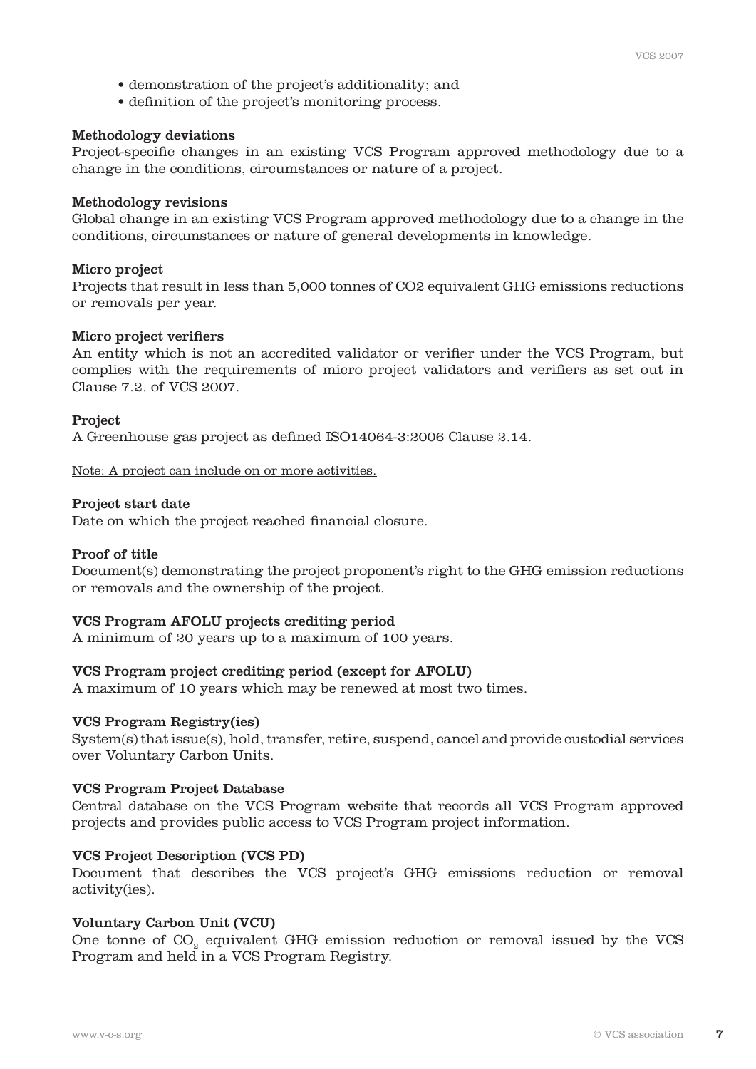- demonstration of the project's additionality; and
- definition of the project's monitoring process.

**Methodology deviations**

Project-specific changes in an existing VCS Program approved methodology due to a change in the conditions, circumstances or nature of a project.

**Methodology revisions**

Global change in an existing VCS Program approved methodology due to a change in the conditions, circumstances or nature of general developments in knowledge.

**Micro project**

Projects that result in less than 5,000 tonnes of CO2 equivalent GHG emissions reductions or removals per year.

**Micro project verifiers**

An entity which is not an accredited validator or verifier under the VCS Program, but complies with the requirements of micro project validators and verifiers as set out in Clause 7.2. of VCS 2007.

**Project**

A Greenhouse gas project as defined ISO14064-3:2006 Clause 2.14.

Note: A project can include on or more activities.

**Project start date**

Date on which the project reached financial closure.

**Proof of title**

Document(s) demonstrating the project proponent's right to the GHG emission reductions or removals and the ownership of the project.

**VCS Program AFOLU projects crediting period**

A minimum of 20 years up to a maximum of 100 years.

**VCS Program project crediting period (except for AFOLU)**

A maximum of 10 years which may be renewed at most two times.

**VCS Program Registry(ies)**

System(s) that issue(s), hold, transfer, retire, suspend, cancel and provide custodial services over Voluntary Carbon Units.

**VCS Program Project Database**

Central database on the VCS Program website that records all VCS Program approved projects and provides public access to VCS Program project information.

**VCS Project Description (VCS PD)**

Document that describes the VCS project's GHG emissions reduction or removal activity(ies).

**Voluntary Carbon Unit (VCU)**

One tonne of $CO_2$ equivalent GHG emission reduction or removal issued by the VCS Program and held in a VCS Program Registry.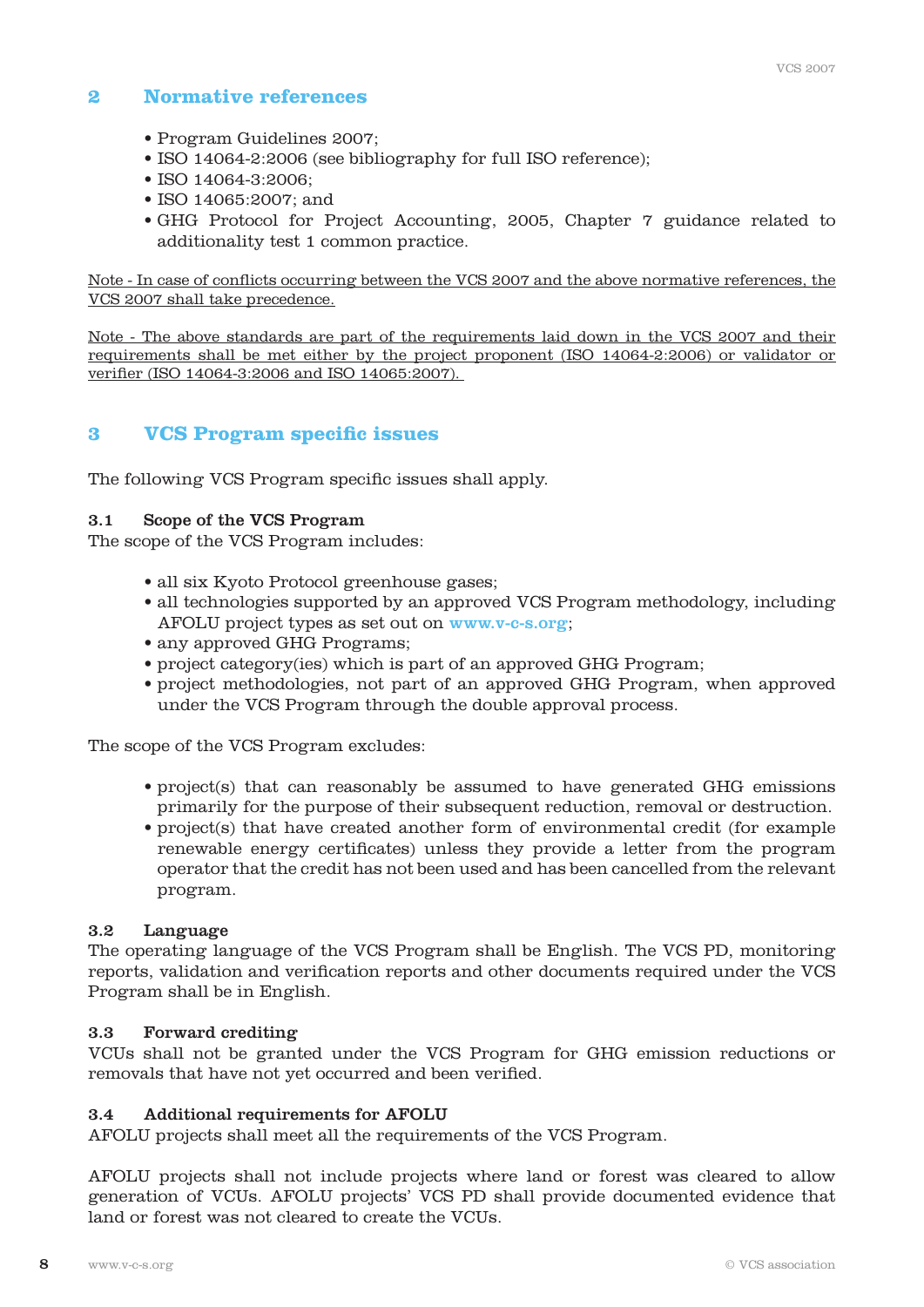## 2 Normative references

- Program Guidelines 2007;
- ISO 14064-2:2006 (see bibliography for full ISO reference);
- ISO 14064-3:2006;
- ISO 14065:2007; and
- GHG Protocol for Project Accounting, 2005, Chapter 7 guidance related to additionality test 1 common practice.

Note - In case of conflicts occurring between the VCS 2007 and the above normative references, the VCS 2007 shall take precedence.

Note - The above standards are part of the requirements laid down in the VCS 2007 and their requirements shall be met either by the project proponent (ISO 14064-2:2006) or validator or verifier (ISO 14064-3:2006 and ISO 14065:2007).

## 3 VCS Program specific issues

The following VCS Program specific issues shall apply.

### 3.1 Scope of the VCS Program

The scope of the VCS Program includes:

- all six Kyoto Protocol greenhouse gases;
- all technologies supported by an approved VCS Program methodology, including AFOLU project types as set out on www.v-c-s.org;
- any approved GHG Programs;
- project category(ies) which is part of an approved GHG Program;
- project methodologies, not part of an approved GHG Program, when approved under the VCS Program through the double approval process.

The scope of the VCS Program excludes:

- project(s) that can reasonably be assumed to have generated GHG emissions primarily for the purpose of their subsequent reduction, removal or destruction.
- project(s) that have created another form of environmental credit (for example renewable energy certificates) unless they provide a letter from the program operator that the credit has not been used and has been cancelled from the relevant program.

### 3.2 Language

The operating language of the VCS Program shall be English. The VCS PD, monitoring reports, validation and verification reports and other documents required under the VCS Program shall be in English.

### 3.3 Forward crediting

VCUs shall not be granted under the VCS Program for GHG emission reductions or removals that have not yet occurred and been verified.

### 3.4 Additional requirements for AFOLU

AFOLU projects shall meet all the requirements of the VCS Program.

AFOLU projects shall not include projects where land or forest was cleared to allow generation of VCUs. AFOLU projects' VCS PD shall provide documented evidence that land or forest was not cleared to create the VCUs.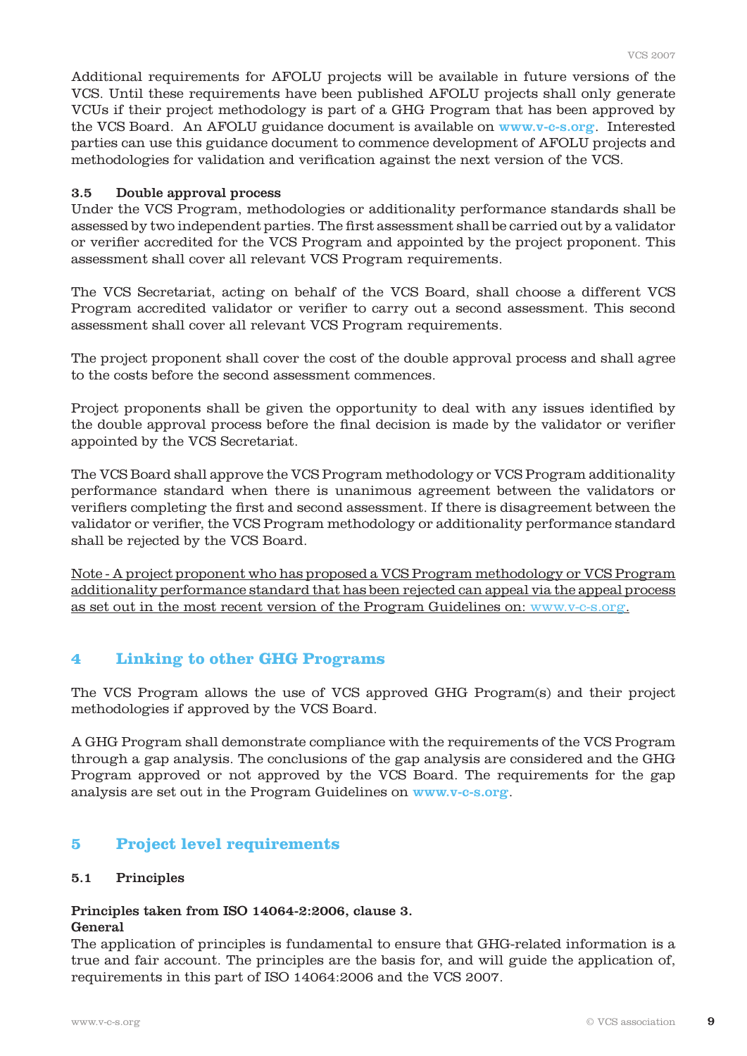Additional requirements for AFOLU projects will be available in future versions of the VCS. Until these requirements have been published AFOLU projects shall only generate VCUs if their project methodology is part of a GHG Program that has been approved by the VCS Board. An AFOLU guidance document is available on www.v-c-s.org. Interested parties can use this guidance document to commence development of AFOLU projects and methodologies for validation and verification against the next version of the VCS.

### 3.5 Double approval process

Under the VCS Program, methodologies or additionality performance standards shall be assessed by two independent parties. The first assessment shall be carried out by a validator or verifier accredited for the VCS Program and appointed by the project proponent. This assessment shall cover all relevant VCS Program requirements.

The VCS Secretariat, acting on behalf of the VCS Board, shall choose a different VCS Program accredited validator or verifier to carry out a second assessment. This second assessment shall cover all relevant VCS Program requirements.

The project proponent shall cover the cost of the double approval process and shall agree to the costs before the second assessment commences.

Project proponents shall be given the opportunity to deal with any issues identified by the double approval process before the final decision is made by the validator or verifier appointed by the VCS Secretariat.

The VCS Board shall approve the VCS Program methodology or VCS Program additionality performance standard when there is unanimous agreement between the validators or verifiers completing the first and second assessment. If there is disagreement between the validator or verifier, the VCS Program methodology or additionality performance standard shall be rejected by the VCS Board.

Note - A project proponent who has proposed a VCS Program methodology or VCS Program additionality performance standard that has been rejected can appeal via the appeal process as set out in the most recent version of the Program Guidelines on: www.v-c-s.org.

## 4 Linking to other GHG Programs

The VCS Program allows the use of VCS approved GHG Program(s) and their project methodologies if approved by the VCS Board.

A GHG Program shall demonstrate compliance with the requirements of the VCS Program through a gap analysis. The conclusions of the gap analysis are considered and the GHG Program approved or not approved by the VCS Board. The requirements for the gap analysis are set out in the Program Guidelines on www.v-c-s.org.

## 5 Project level requirements

### 5.1 Principles

**Principles taken from ISO 14064-2:2006, clause 3.**
**General**

The application of principles is fundamental to ensure that GHG-related information is a true and fair account. The principles are the basis for, and will guide the application of, requirements in this part of ISO 14064:2006 and the VCS 2007.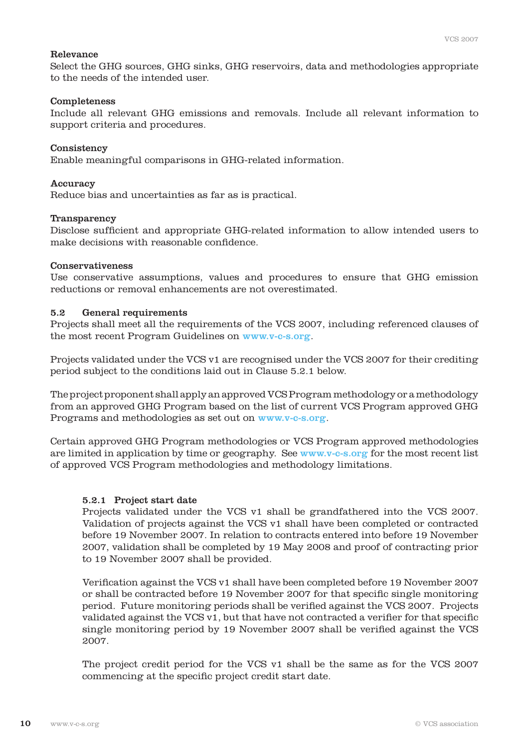**Relevance**
Select the GHG sources, GHG sinks, GHG reservoirs, data and methodologies appropriate to the needs of the intended user.

**Completeness**
Include all relevant GHG emissions and removals. Include all relevant information to support criteria and procedures.

**Consistency**
Enable meaningful comparisons in GHG-related information.

**Accuracy**
Reduce bias and uncertainties as far as is practical.

**Transparency**
Disclose sufficient and appropriate GHG-related information to allow intended users to make decisions with reasonable confidence.

**Conservativeness**
Use conservative assumptions, values and procedures to ensure that GHG emission reductions or removal enhancements are not overestimated.

### 5.2 General requirements

Projects shall meet all the requirements of the VCS 2007, including referenced clauses of the most recent Program Guidelines on www.v-c-s.org.

Projects validated under the VCS v1 are recognised under the VCS 2007 for their crediting period subject to the conditions laid out in Clause 5.2.1 below.

The project proponent shall apply an approved VCS Program methodology or a methodology from an approved GHG Program based on the list of current VCS Program approved GHG Programs and methodologies as set out on www.v-c-s.org.

Certain approved GHG Program methodologies or VCS Program approved methodologies are limited in application by time or geography. See www.v-c-s.org for the most recent list of approved VCS Program methodologies and methodology limitations.

#### 5.2.1 Project start date

Projects validated under the VCS v1 shall be grandfathered into the VCS 2007. Validation of projects against the VCS v1 shall have been completed or contracted before 19 November 2007. In relation to contracts entered into before 19 November 2007, validation shall be completed by 19 May 2008 and proof of contracting prior to 19 November 2007 shall be provided.

Verification against the VCS v1 shall have been completed before 19 November 2007 or shall be contracted before 19 November 2007 for that specific single monitoring period. Future monitoring periods shall be verified against the VCS 2007. Projects validated against the VCS v1, but that have not contracted a verifier for that specific single monitoring period by 19 November 2007 shall be verified against the VCS 2007.

The project credit period for the VCS v1 shall be the same as for the VCS 2007 commencing at the specific project credit start date.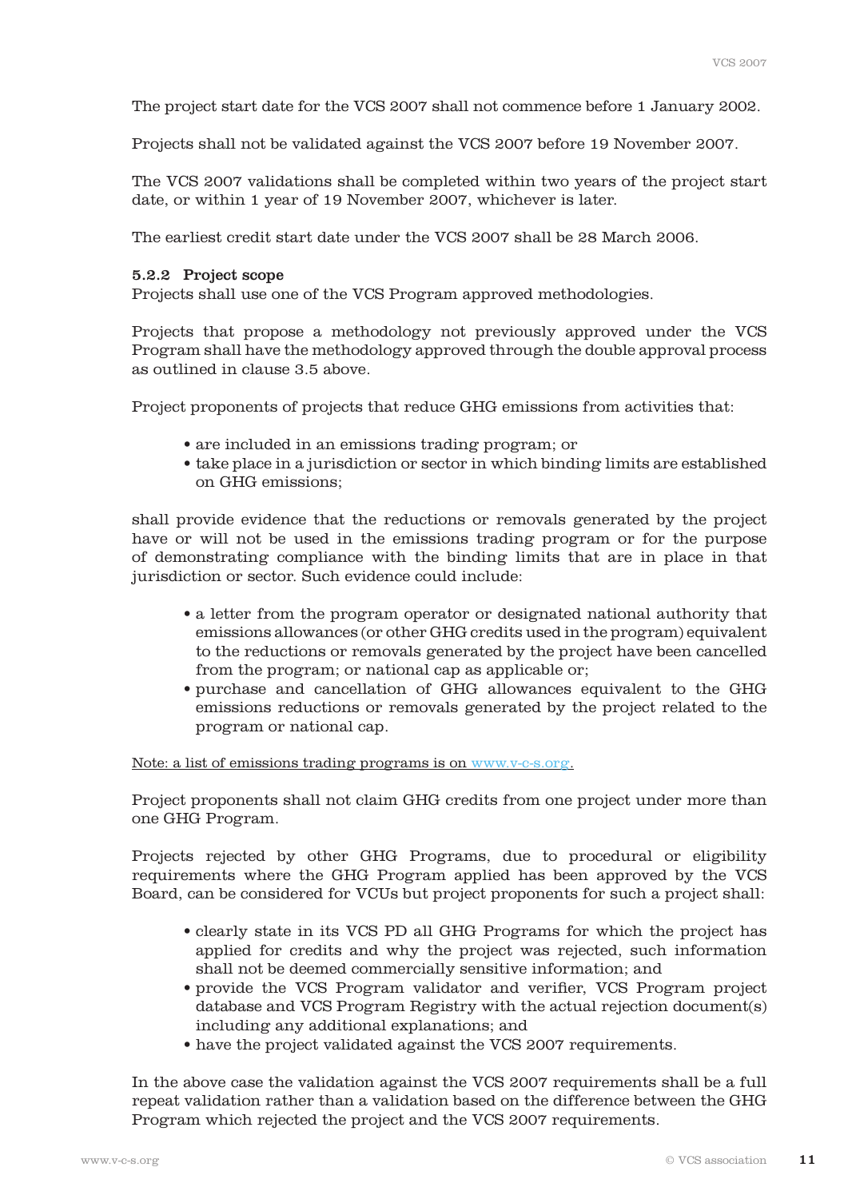The project start date for the VCS 2007 shall not commence before 1 January 2002.

Projects shall not be validated against the VCS 2007 before 19 November 2007.

The VCS 2007 validations shall be completed within two years of the project start date, or within 1 year of 19 November 2007, whichever is later.

The earliest credit start date under the VCS 2007 shall be 28 March 2006.

### 5.2.2 Project scope

Projects shall use one of the VCS Program approved methodologies.

Projects that propose a methodology not previously approved under the VCS Program shall have the methodology approved through the double approval process as outlined in clause 3.5 above.

Project proponents of projects that reduce GHG emissions from activities that:

- are included in an emissions trading program; or
- take place in a jurisdiction or sector in which binding limits are established on GHG emissions;

shall provide evidence that the reductions or removals generated by the project have or will not be used in the emissions trading program or for the purpose of demonstrating compliance with the binding limits that are in place in that jurisdiction or sector. Such evidence could include:

- a letter from the program operator or designated national authority that emissions allowances (or other GHG credits used in the program) equivalent to the reductions or removals generated by the project have been cancelled from the program; or national cap as applicable or;
- purchase and cancellation of GHG allowances equivalent to the GHG emissions reductions or removals generated by the project related to the program or national cap.

Note: a list of emissions trading programs is on www.v-c-s.org.

Project proponents shall not claim GHG credits from one project under more than one GHG Program.

Projects rejected by other GHG Programs, due to procedural or eligibility requirements where the GHG Program applied has been approved by the VCS Board, can be considered for VCUs but project proponents for such a project shall:

- clearly state in its VCS PD all GHG Programs for which the project has applied for credits and why the project was rejected, such information shall not be deemed commercially sensitive information; and
- provide the VCS Program validator and verifier, VCS Program project database and VCS Program Registry with the actual rejection document(s) including any additional explanations; and
- have the project validated against the VCS 2007 requirements.

In the above case the validation against the VCS 2007 requirements shall be a full repeat validation rather than a validation based on the difference between the GHG Program which rejected the project and the VCS 2007 requirements.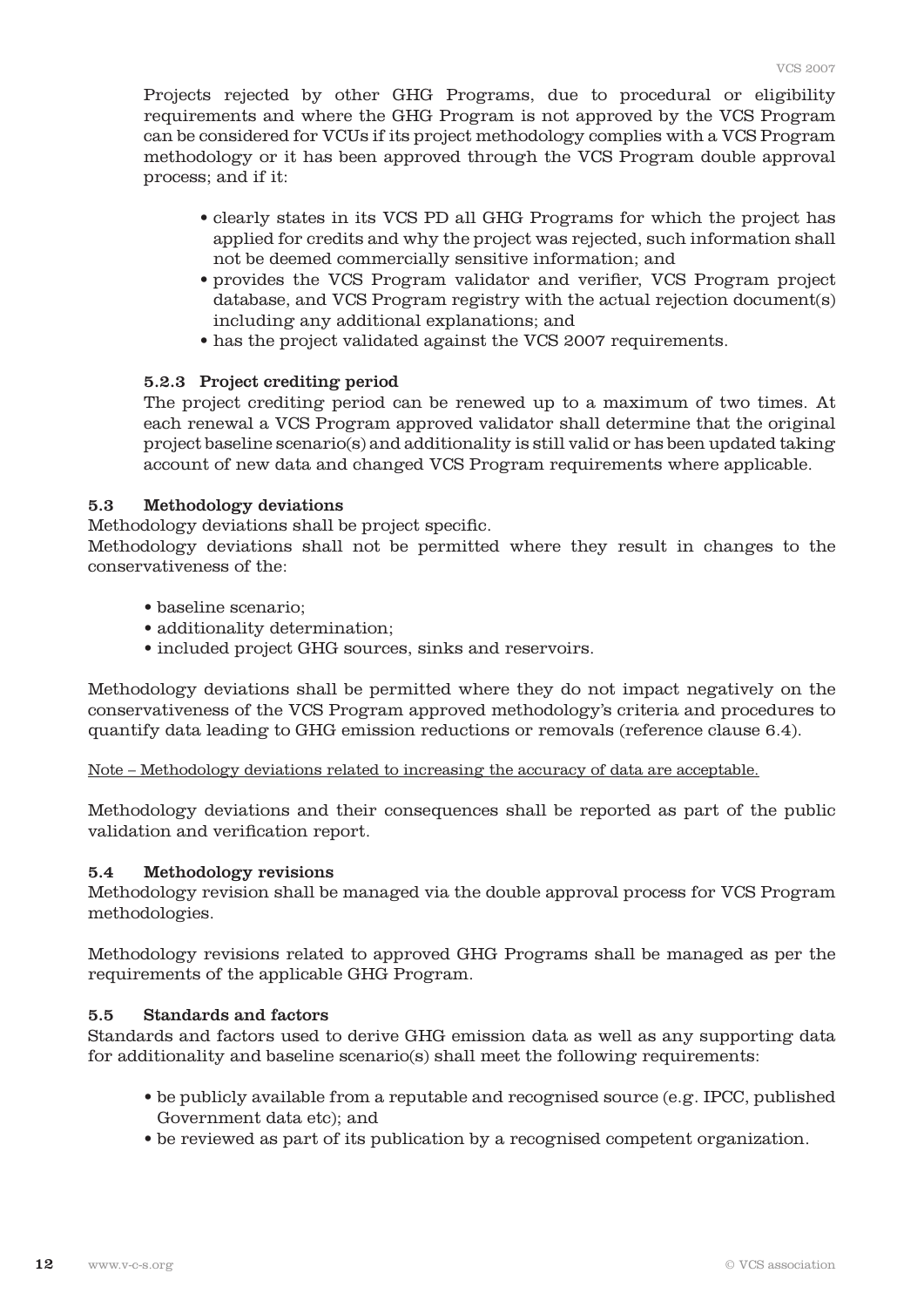Projects rejected by other GHG Programs, due to procedural or eligibility requirements and where the GHG Program is not approved by the VCS Program can be considered for VCUs if its project methodology complies with a VCS Program methodology or it has been approved through the VCS Program double approval process; and if it:

- clearly states in its VCS PD all GHG Programs for which the project has applied for credits and why the project was rejected, such information shall not be deemed commercially sensitive information; and
- provides the VCS Program validator and verifier, VCS Program project database, and VCS Program registry with the actual rejection document(s) including any additional explanations; and
- has the project validated against the VCS 2007 requirements.

### 5.2.3 Project crediting period

The project crediting period can be renewed up to a maximum of two times. At each renewal a VCS Program approved validator shall determine that the original project baseline scenario(s) and additionality is still valid or has been updated taking account of new data and changed VCS Program requirements where applicable.

## 5.3 Methodology deviations

Methodology deviations shall be project specific.
Methodology deviations shall not be permitted where they result in changes to the conservativeness of the:

- baseline scenario;
- additionality determination;
- included project GHG sources, sinks and reservoirs.

Methodology deviations shall be permitted where they do not impact negatively on the conservativeness of the VCS Program approved methodology's criteria and procedures to quantify data leading to GHG emission reductions or removals (reference clause 6.4).

<u>Note – Methodology deviations related to increasing the accuracy of data are acceptable.</u>

Methodology deviations and their consequences shall be reported as part of the public validation and verification report.

## 5.4 Methodology revisions

Methodology revision shall be managed via the double approval process for VCS Program methodologies.

Methodology revisions related to approved GHG Programs shall be managed as per the requirements of the applicable GHG Program.

## 5.5 Standards and factors

Standards and factors used to derive GHG emission data as well as any supporting data for additionality and baseline scenario(s) shall meet the following requirements:

- be publicly available from a reputable and recognised source (e.g. IPCC, published Government data etc); and
- be reviewed as part of its publication by a recognised competent organization.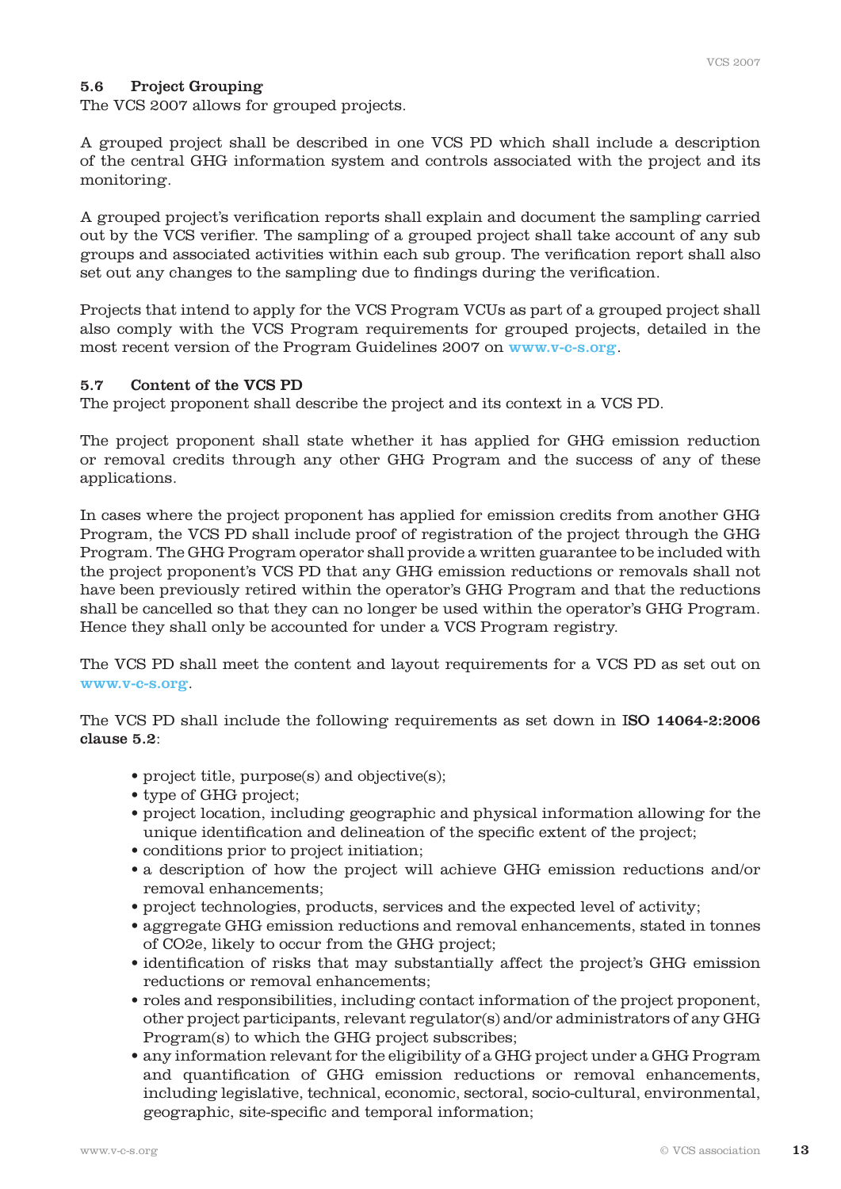### 5.6 Project Grouping

The VCS 2007 allows for grouped projects.

A grouped project shall be described in one VCS PD which shall include a description of the central GHG information system and controls associated with the project and its monitoring.

A grouped project's verification reports shall explain and document the sampling carried out by the VCS verifier. The sampling of a grouped project shall take account of any sub groups and associated activities within each sub group. The verification report shall also set out any changes to the sampling due to findings during the verification.

Projects that intend to apply for the VCS Program VCUs as part of a grouped project shall also comply with the VCS Program requirements for grouped projects, detailed in the most recent version of the Program Guidelines 2007 on www.v-c-s.org.

### 5.7 Content of the VCS PD

The project proponent shall describe the project and its context in a VCS PD.

The project proponent shall state whether it has applied for GHG emission reduction or removal credits through any other GHG Program and the success of any of these applications.

In cases where the project proponent has applied for emission credits from another GHG Program, the VCS PD shall include proof of registration of the project through the GHG Program. The GHG Program operator shall provide a written guarantee to be included with the project proponent's VCS PD that any GHG emission reductions or removals shall not have been previously retired within the operator's GHG Program and that the reductions shall be cancelled so that they can no longer be used within the operator's GHG Program. Hence they shall only be accounted for under a VCS Program registry.

The VCS PD shall meet the content and layout requirements for a VCS PD as set out on www.v-c-s.org.

The VCS PD shall include the following requirements as set down in **ISO 14064-2:2006 clause 5.2**:

- project title, purpose(s) and objective(s);
- type of GHG project;
- project location, including geographic and physical information allowing for the unique identification and delineation of the specific extent of the project;
- conditions prior to project initiation;
- a description of how the project will achieve GHG emission reductions and/or removal enhancements;
- project technologies, products, services and the expected level of activity;
- aggregate GHG emission reductions and removal enhancements, stated in tonnes of $CO_2e$, likely to occur from the GHG project;
- identification of risks that may substantially affect the project's GHG emission reductions or removal enhancements;
- roles and responsibilities, including contact information of the project proponent, other project participants, relevant regulator(s) and/or administrators of any GHG Program(s) to which the GHG project subscribes;
- any information relevant for the eligibility of a GHG project under a GHG Program and quantification of GHG emission reductions or removal enhancements, including legislative, technical, economic, sectoral, socio-cultural, environmental, geographic, site-specific and temporal information;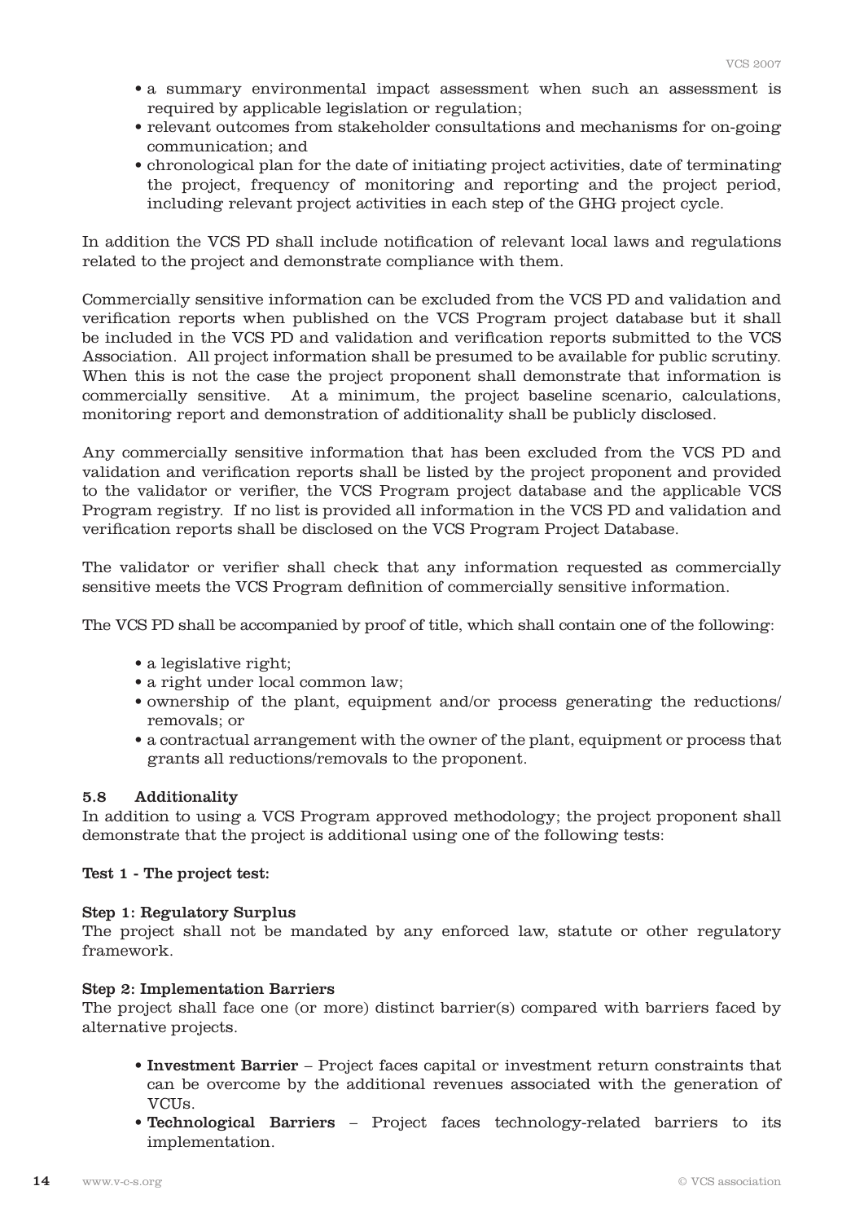- a summary environmental impact assessment when such an assessment is required by applicable legislation or regulation;
- relevant outcomes from stakeholder consultations and mechanisms for on-going communication; and
- chronological plan for the date of initiating project activities, date of terminating the project, frequency of monitoring and reporting and the project period, including relevant project activities in each step of the GHG project cycle.

In addition the VCS PD shall include notification of relevant local laws and regulations related to the project and demonstrate compliance with them.

Commercially sensitive information can be excluded from the VCS PD and validation and verification reports when published on the VCS Program project database but it shall be included in the VCS PD and validation and verification reports submitted to the VCS Association. All project information shall be presumed to be available for public scrutiny. When this is not the case the project proponent shall demonstrate that information is commercially sensitive. At a minimum, the project baseline scenario, calculations, monitoring report and demonstration of additionality shall be publicly disclosed.

Any commercially sensitive information that has been excluded from the VCS PD and validation and verification reports shall be listed by the project proponent and provided to the validator or verifier, the VCS Program project database and the applicable VCS Program registry. If no list is provided all information in the VCS PD and validation and verification reports shall be disclosed on the VCS Program Project Database.

The validator or verifier shall check that any information requested as commercially sensitive meets the VCS Program definition of commercially sensitive information.

The VCS PD shall be accompanied by proof of title, which shall contain one of the following:

- a legislative right;
- a right under local common law;
- ownership of the plant, equipment and/or process generating the reductions/ removals; or
- a contractual arrangement with the owner of the plant, equipment or process that grants all reductions/removals to the proponent.

### 5.8 Additionality

In addition to using a VCS Program approved methodology; the project proponent shall demonstrate that the project is additional using one of the following tests:

**Test 1 - The project test:**

**Step 1: Regulatory Surplus**

The project shall not be mandated by any enforced law, statute or other regulatory framework.

**Step 2: Implementation Barriers**

The project shall face one (or more) distinct barrier(s) compared with barriers faced by alternative projects.

- **Investment Barrier** – Project faces capital or investment return constraints that can be overcome by the additional revenues associated with the generation of VCUs.
- **Technological Barriers** – Project faces technology-related barriers to its implementation.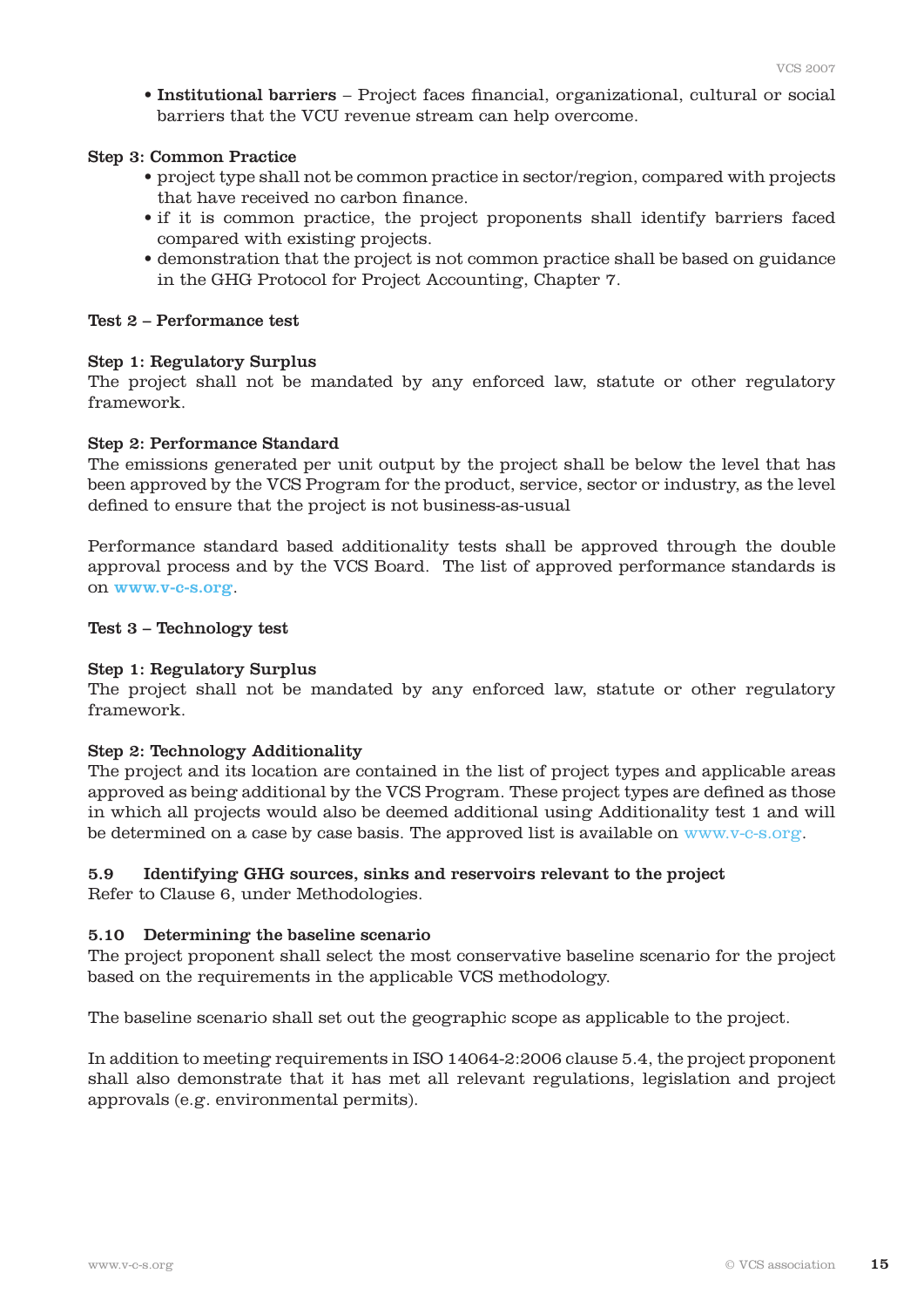- **Institutional barriers** – Project faces financial, organizational, cultural or social barriers that the VCU revenue stream can help overcome.

**Step 3: Common Practice**

- project type shall not be common practice in sector/region, compared with projects that have received no carbon finance.
- if it is common practice, the project proponents shall identify barriers faced compared with existing projects.
- demonstration that the project is not common practice shall be based on guidance in the GHG Protocol for Project Accounting, Chapter 7.

**Test 2 – Performance test**

**Step 1: Regulatory Surplus**

The project shall not be mandated by any enforced law, statute or other regulatory framework.

**Step 2: Performance Standard**

The emissions generated per unit output by the project shall be below the level that has been approved by the VCS Program for the product, service, sector or industry, as the level defined to ensure that the project is not business-as-usual

Performance standard based additionality tests shall be approved through the double approval process and by the VCS Board. The list of approved performance standards is on www.v-c-s.org.

**Test 3 – Technology test**

**Step 1: Regulatory Surplus**

The project shall not be mandated by any enforced law, statute or other regulatory framework.

**Step 2: Technology Additionality**

The project and its location are contained in the list of project types and applicable areas approved as being additional by the VCS Program. These project types are defined as those in which all projects would also be deemed additional using Additionality test 1 and will be determined on a case by case basis. The approved list is available on www.v-c-s.org.

### 5.9 Identifying GHG sources, sinks and reservoirs relevant to the project

Refer to Clause 6, under Methodologies.

### 5.10 Determining the baseline scenario

The project proponent shall select the most conservative baseline scenario for the project based on the requirements in the applicable VCS methodology.

The baseline scenario shall set out the geographic scope as applicable to the project.

In addition to meeting requirements in ISO 14064-2:2006 clause 5.4, the project proponent shall also demonstrate that it has met all relevant regulations, legislation and project approvals (e.g. environmental permits).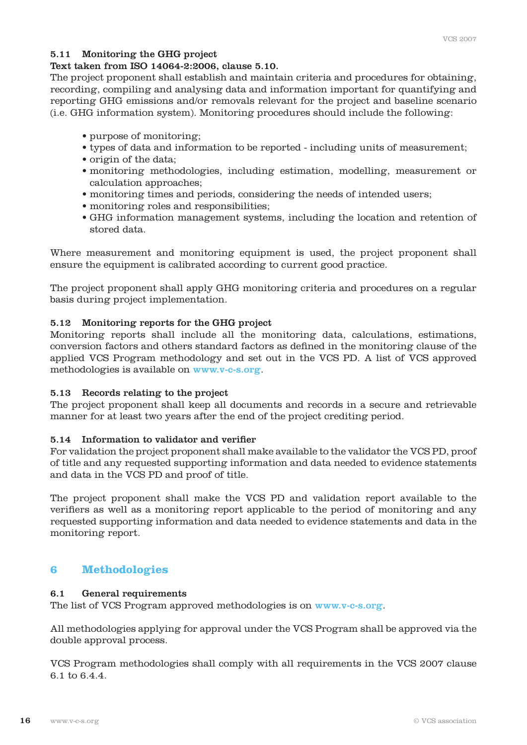### 5.11 Monitoring the GHG project

**Text taken from ISO 14064-2:2006, clause 5.10.**

The project proponent shall establish and maintain criteria and procedures for obtaining, recording, compiling and analysing data and information important for quantifying and reporting GHG emissions and/or removals relevant for the project and baseline scenario (i.e. GHG information system). Monitoring procedures should include the following:

- purpose of monitoring;
- types of data and information to be reported - including units of measurement;
- origin of the data;
- monitoring methodologies, including estimation, modelling, measurement or calculation approaches;
- monitoring times and periods, considering the needs of intended users;
- monitoring roles and responsibilities;
- GHG information management systems, including the location and retention of stored data.

Where measurement and monitoring equipment is used, the project proponent shall ensure the equipment is calibrated according to current good practice.

The project proponent shall apply GHG monitoring criteria and procedures on a regular basis during project implementation.

### 5.12 Monitoring reports for the GHG project

Monitoring reports shall include all the monitoring data, calculations, estimations, conversion factors and others standard factors as defined in the monitoring clause of the applied VCS Program methodology and set out in the VCS PD. A list of VCS approved methodologies is available on www.v-c-s.org.

### 5.13 Records relating to the project

The project proponent shall keep all documents and records in a secure and retrievable manner for at least two years after the end of the project crediting period.

### 5.14 Information to validator and verifier

For validation the project proponent shall make available to the validator the VCS PD, proof of title and any requested supporting information and data needed to evidence statements and data in the VCS PD and proof of title.

The project proponent shall make the VCS PD and validation report available to the verifiers as well as a monitoring report applicable to the period of monitoring and any requested supporting information and data needed to evidence statements and data in the monitoring report.

## 6 Methodologies

### 6.1 General requirements

The list of VCS Program approved methodologies is on www.v-c-s.org.

All methodologies applying for approval under the VCS Program shall be approved via the double approval process.

VCS Program methodologies shall comply with all requirements in the VCS 2007 clause 6.1 to 6.4.4.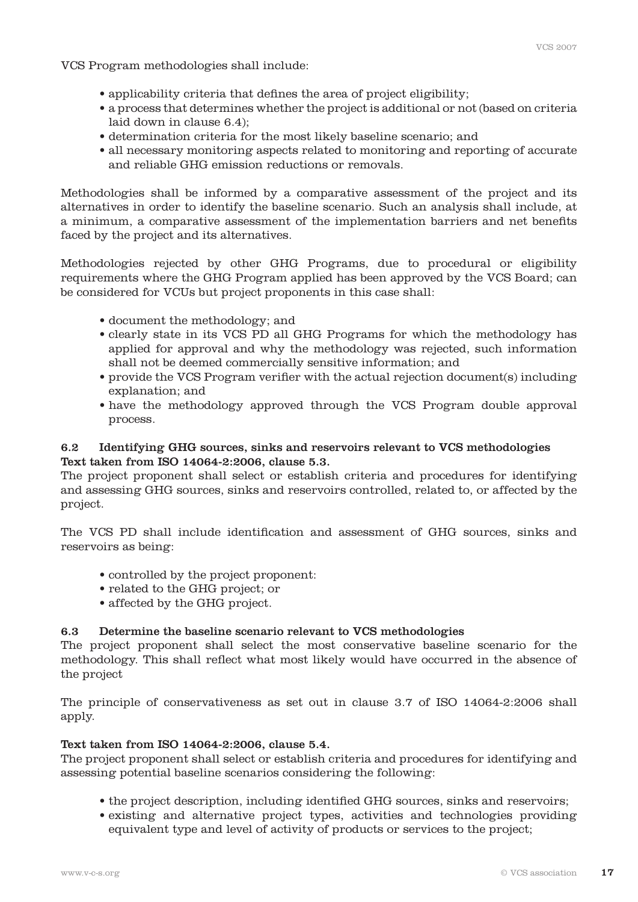VCS Program methodologies shall include:

- applicability criteria that defines the area of project eligibility;
- a process that determines whether the project is additional or not (based on criteria laid down in clause 6.4);
- determination criteria for the most likely baseline scenario; and
- all necessary monitoring aspects related to monitoring and reporting of accurate and reliable GHG emission reductions or removals.

Methodologies shall be informed by a comparative assessment of the project and its alternatives in order to identify the baseline scenario. Such an analysis shall include, at a minimum, a comparative assessment of the implementation barriers and net benefits faced by the project and its alternatives.

Methodologies rejected by other GHG Programs, due to procedural or eligibility requirements where the GHG Program applied has been approved by the VCS Board; can be considered for VCUs but project proponents in this case shall:

- document the methodology; and
- clearly state in its VCS PD all GHG Programs for which the methodology has applied for approval and why the methodology was rejected, such information shall not be deemed commercially sensitive information; and
- provide the VCS Program verifier with the actual rejection document(s) including explanation; and
- have the methodology approved through the VCS Program double approval process.

### 6.2 Identifying GHG sources, sinks and reservoirs relevant to VCS methodologies

**Text taken from ISO 14064-2:2006, clause 5.3.**

The project proponent shall select or establish criteria and procedures for identifying and assessing GHG sources, sinks and reservoirs controlled, related to, or affected by the project.

The VCS PD shall include identification and assessment of GHG sources, sinks and reservoirs as being:

- controlled by the project proponent:
- related to the GHG project; or
- affected by the GHG project.

### 6.3 Determine the baseline scenario relevant to VCS methodologies

The project proponent shall select the most conservative baseline scenario for the methodology. This shall reflect what most likely would have occurred in the absence of the project

The principle of conservativeness as set out in clause 3.7 of ISO 14064-2:2006 shall apply.

**Text taken from ISO 14064-2:2006, clause 5.4.**

The project proponent shall select or establish criteria and procedures for identifying and assessing potential baseline scenarios considering the following:

- the project description, including identified GHG sources, sinks and reservoirs;
- existing and alternative project types, activities and technologies providing equivalent type and level of activity of products or services to the project;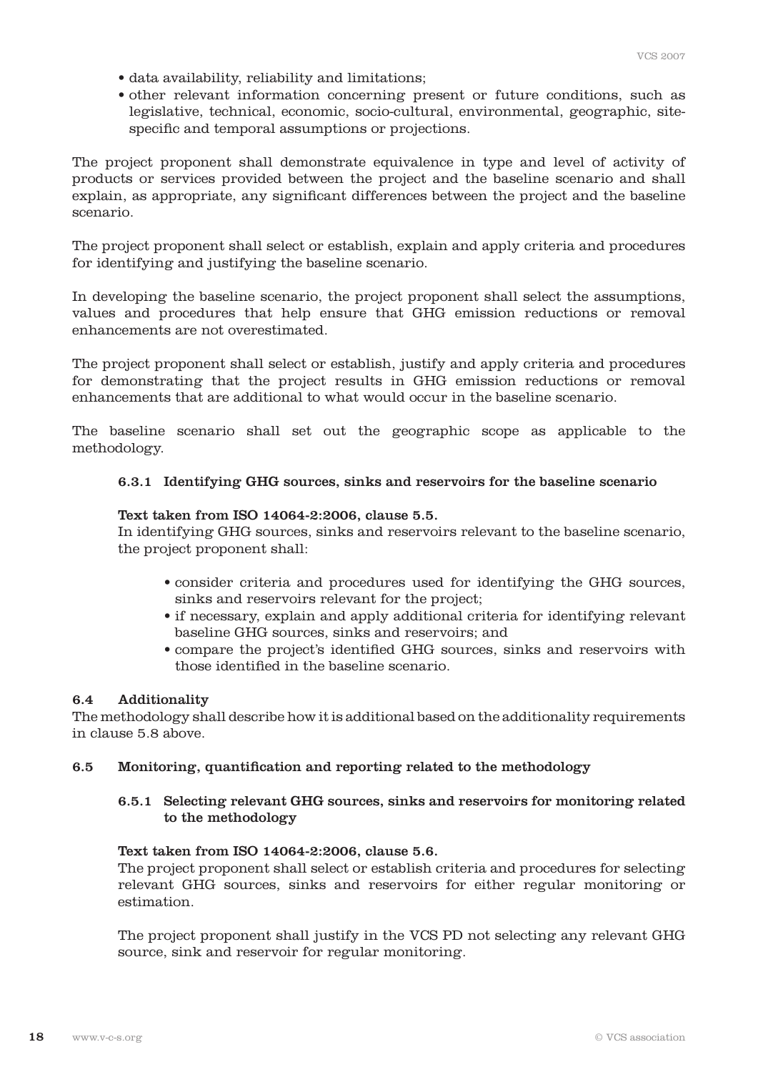- data availability, reliability and limitations;
- other relevant information concerning present or future conditions, such as legislative, technical, economic, socio-cultural, environmental, geographic, site-specific and temporal assumptions or projections.

The project proponent shall demonstrate equivalence in type and level of activity of products or services provided between the project and the baseline scenario and shall explain, as appropriate, any significant differences between the project and the baseline scenario.

The project proponent shall select or establish, explain and apply criteria and procedures for identifying and justifying the baseline scenario.

In developing the baseline scenario, the project proponent shall select the assumptions, values and procedures that help ensure that GHG emission reductions or removal enhancements are not overestimated.

The project proponent shall select or establish, justify and apply criteria and procedures for demonstrating that the project results in GHG emission reductions or removal enhancements that are additional to what would occur in the baseline scenario.

The baseline scenario shall set out the geographic scope as applicable to the methodology.

#### 6.3.1 Identifying GHG sources, sinks and reservoirs for the baseline scenario

**Text taken from ISO 14064-2:2006, clause 5.5.**

In identifying GHG sources, sinks and reservoirs relevant to the baseline scenario, the project proponent shall:

- consider criteria and procedures used for identifying the GHG sources, sinks and reservoirs relevant for the project;
- if necessary, explain and apply additional criteria for identifying relevant baseline GHG sources, sinks and reservoirs; and
- compare the project's identified GHG sources, sinks and reservoirs with those identified in the baseline scenario.

### 6.4 Additionality

The methodology shall describe how it is additional based on the additionality requirements in clause 5.8 above.

### 6.5 Monitoring, quantification and reporting related to the methodology

#### 6.5.1 Selecting relevant GHG sources, sinks and reservoirs for monitoring related to the methodology

**Text taken from ISO 14064-2:2006, clause 5.6.**

The project proponent shall select or establish criteria and procedures for selecting relevant GHG sources, sinks and reservoirs for either regular monitoring or estimation.

The project proponent shall justify in the VCS PD not selecting any relevant GHG source, sink and reservoir for regular monitoring.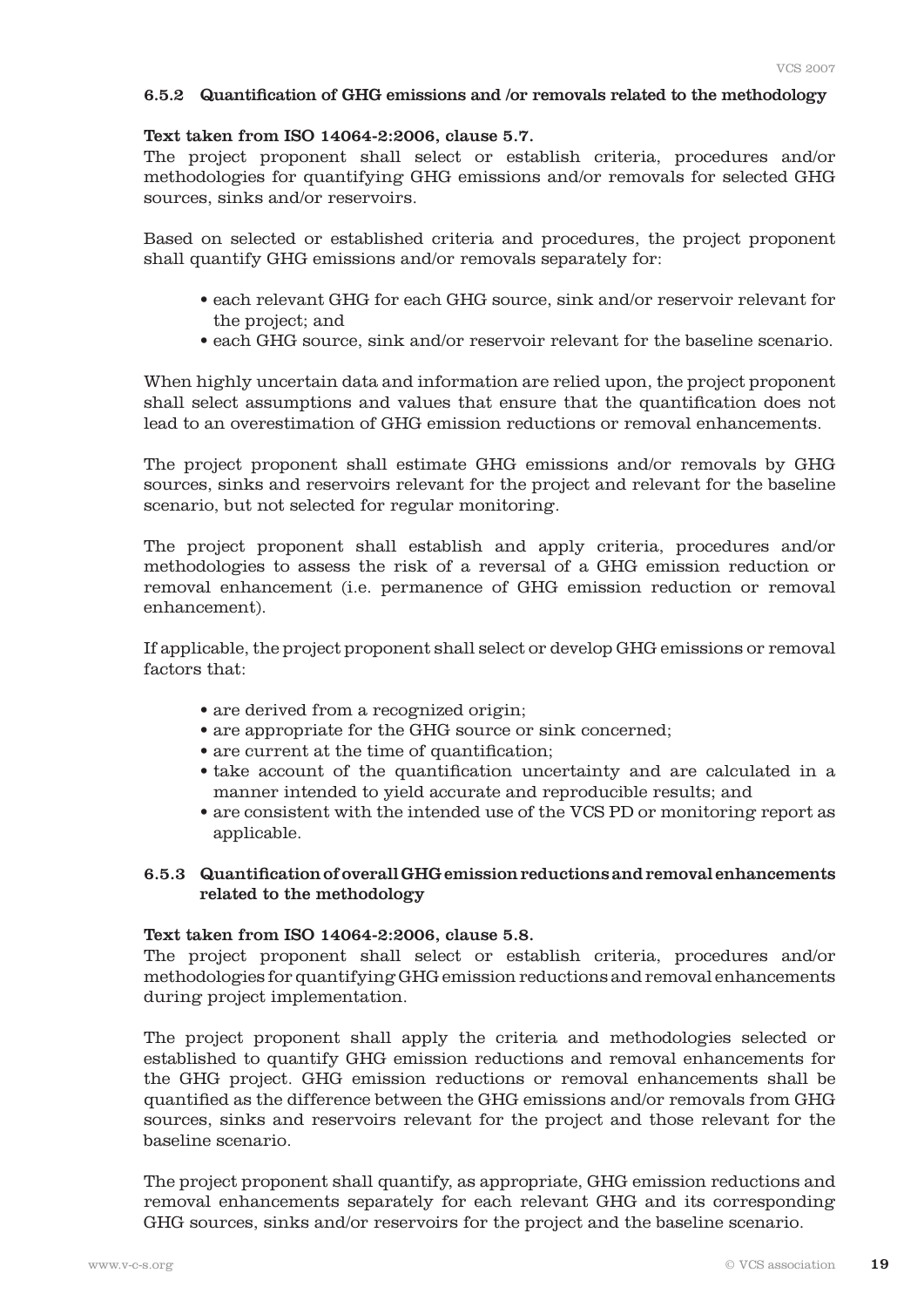### 6.5.2 Quantification of GHG emissions and /or removals related to the methodology

**Text taken from ISO 14064-2:2006, clause 5.7.**

The project proponent shall select or establish criteria, procedures and/or methodologies for quantifying GHG emissions and/or removals for selected GHG sources, sinks and/or reservoirs.

Based on selected or established criteria and procedures, the project proponent shall quantify GHG emissions and/or removals separately for:

- each relevant GHG for each GHG source, sink and/or reservoir relevant for the project; and
- each GHG source, sink and/or reservoir relevant for the baseline scenario.

When highly uncertain data and information are relied upon, the project proponent shall select assumptions and values that ensure that the quantification does not lead to an overestimation of GHG emission reductions or removal enhancements.

The project proponent shall estimate GHG emissions and/or removals by GHG sources, sinks and reservoirs relevant for the project and relevant for the baseline scenario, but not selected for regular monitoring.

The project proponent shall establish and apply criteria, procedures and/or methodologies to assess the risk of a reversal of a GHG emission reduction or removal enhancement (i.e. permanence of GHG emission reduction or removal enhancement).

If applicable, the project proponent shall select or develop GHG emissions or removal factors that:

- are derived from a recognized origin;
- are appropriate for the GHG source or sink concerned;
- are current at the time of quantification;
- take account of the quantification uncertainty and are calculated in a manner intended to yield accurate and reproducible results; and
- are consistent with the intended use of the VCS PD or monitoring report as applicable.

### 6.5.3 Quantification of overall GHG emission reductions and removal enhancements related to the methodology

**Text taken from ISO 14064-2:2006, clause 5.8.**

The project proponent shall select or establish criteria, procedures and/or methodologies for quantifying GHG emission reductions and removal enhancements during project implementation.

The project proponent shall apply the criteria and methodologies selected or established to quantify GHG emission reductions and removal enhancements for the GHG project. GHG emission reductions or removal enhancements shall be quantified as the difference between the GHG emissions and/or removals from GHG sources, sinks and reservoirs relevant for the project and those relevant for the baseline scenario.

The project proponent shall quantify, as appropriate, GHG emission reductions and removal enhancements separately for each relevant GHG and its corresponding GHG sources, sinks and/or reservoirs for the project and the baseline scenario.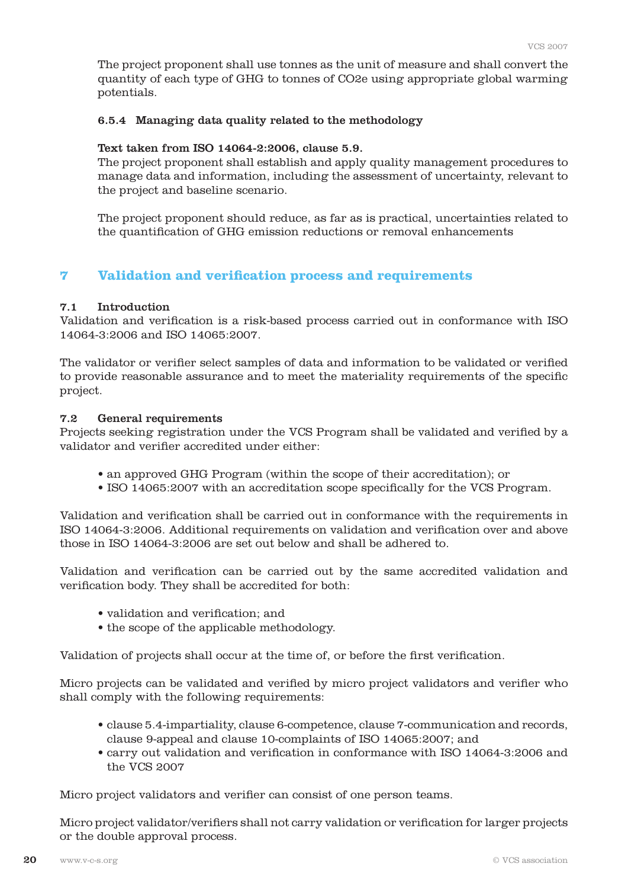The project proponent shall use tonnes as the unit of measure and shall convert the quantity of each type of GHG to tonnes of $CO_2e$ using appropriate global warming potentials.

#### 6.5.4 Managing data quality related to the methodology

**Text taken from ISO 14064-2:2006, clause 5.9.**
The project proponent shall establish and apply quality management procedures to manage data and information, including the assessment of uncertainty, relevant to the project and baseline scenario.

The project proponent should reduce, as far as is practical, uncertainties related to the quantification of GHG emission reductions or removal enhancements

## 7 Validation and verification process and requirements

### 7.1 Introduction

Validation and verification is a risk-based process carried out in conformance with ISO 14064-3:2006 and ISO 14065:2007.

The validator or verifier select samples of data and information to be validated or verified to provide reasonable assurance and to meet the materiality requirements of the specific project.

### 7.2 General requirements

Projects seeking registration under the VCS Program shall be validated and verified by a validator and verifier accredited under either:

- an approved GHG Program (within the scope of their accreditation); or
- ISO 14065:2007 with an accreditation scope specifically for the VCS Program.

Validation and verification shall be carried out in conformance with the requirements in ISO 14064-3:2006. Additional requirements on validation and verification over and above those in ISO 14064-3:2006 are set out below and shall be adhered to.

Validation and verification can be carried out by the same accredited validation and verification body. They shall be accredited for both:

- validation and verification; and
- the scope of the applicable methodology.

Validation of projects shall occur at the time of, or before the first verification.

Micro projects can be validated and verified by micro project validators and verifier who shall comply with the following requirements:

- clause 5.4-impartiality, clause 6-competence, clause 7-communication and records, clause 9-appeal and clause 10-complaints of ISO 14065:2007; and
- carry out validation and verification in conformance with ISO 14064-3:2006 and the VCS 2007

Micro project validators and verifier can consist of one person teams.

Micro project validator/verifiers shall not carry validation or verification for larger projects or the double approval process.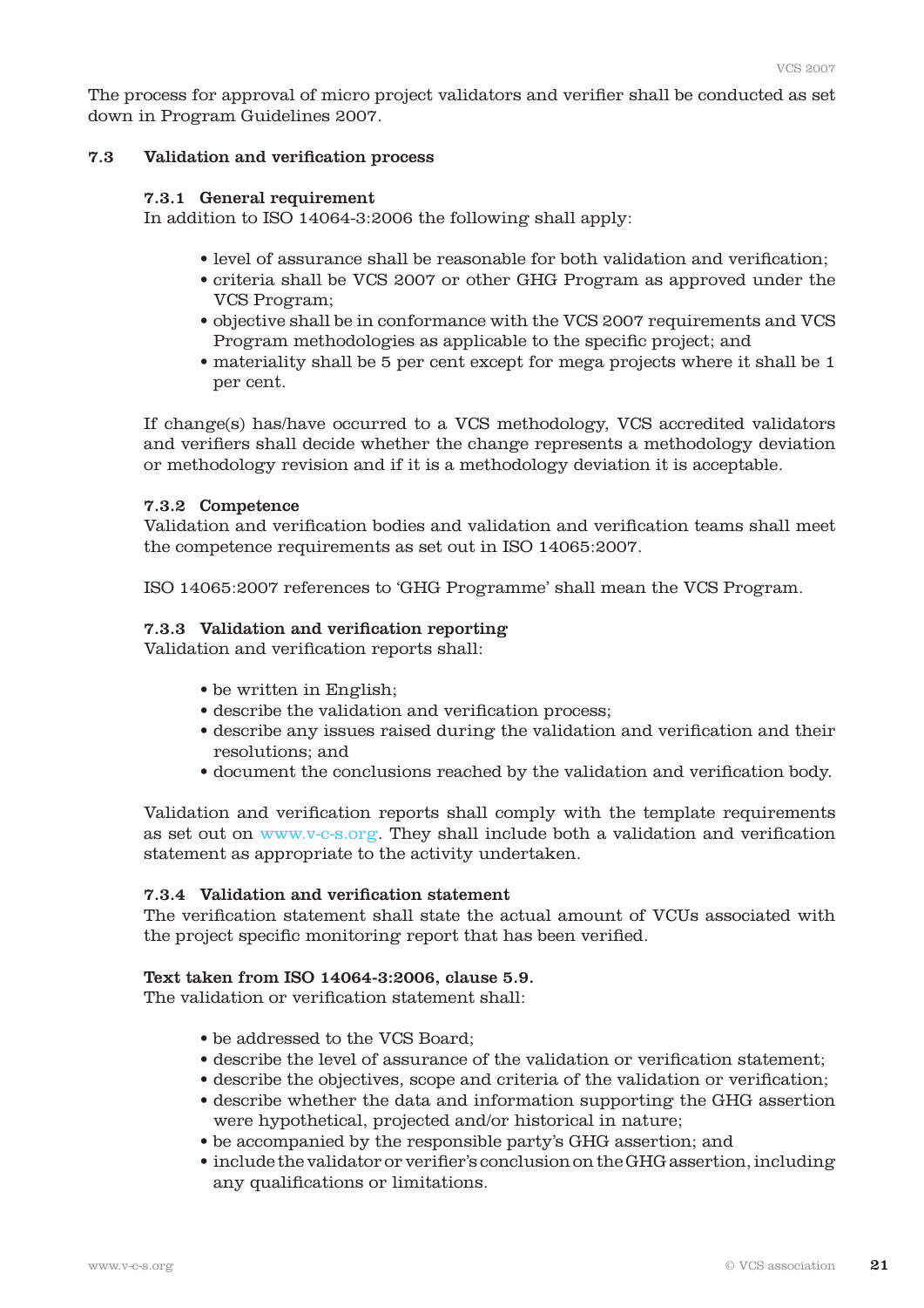The process for approval of micro project validators and verifier shall be conducted as set down in Program Guidelines 2007.

### 7.3 Validation and verification process

#### 7.3.1 General requirement

In addition to ISO 14064-3:2006 the following shall apply:

- level of assurance shall be reasonable for both validation and verification;
- criteria shall be VCS 2007 or other GHG Program as approved under the VCS Program;
- objective shall be in conformance with the VCS 2007 requirements and VCS Program methodologies as applicable to the specific project; and
- materiality shall be 5 per cent except for mega projects where it shall be 1 per cent.

If change(s) has/have occurred to a VCS methodology, VCS accredited validators and verifiers shall decide whether the change represents a methodology deviation or methodology revision and if it is a methodology deviation it is acceptable.

#### 7.3.2 Competence

Validation and verification bodies and validation and verification teams shall meet the competence requirements as set out in ISO 14065:2007.

ISO 14065:2007 references to 'GHG Programme' shall mean the VCS Program.

#### 7.3.3 Validation and verification reporting

Validation and verification reports shall:

- be written in English;
- describe the validation and verification process;
- describe any issues raised during the validation and verification and their resolutions; and
- document the conclusions reached by the validation and verification body.

Validation and verification reports shall comply with the template requirements as set out on www.v-c-s.org. They shall include both a validation and verification statement as appropriate to the activity undertaken.

#### 7.3.4 Validation and verification statement

The verification statement shall state the actual amount of VCUs associated with the project specific monitoring report that has been verified.

**Text taken from ISO 14064-3:2006, clause 5.9.**

The validation or verification statement shall:

- be addressed to the VCS Board;
- describe the level of assurance of the validation or verification statement;
- describe the objectives, scope and criteria of the validation or verification;
- describe whether the data and information supporting the GHG assertion were hypothetical, projected and/or historical in nature;
- be accompanied by the responsible party's GHG assertion; and
- include the validator or verifier's conclusion on the GHG assertion, including any qualifications or limitations.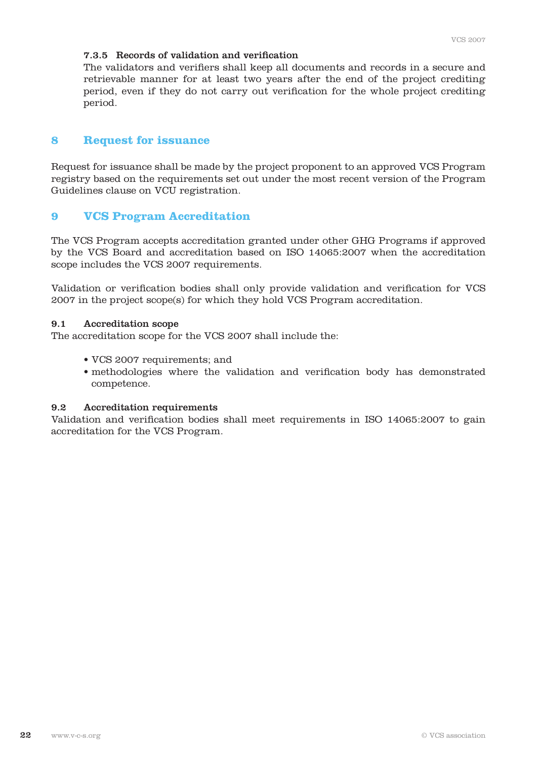#### 7.3.5 Records of validation and verification

The validators and verifiers shall keep all documents and records in a secure and retrievable manner for at least two years after the end of the project crediting period, even if they do not carry out verification for the whole project crediting period.

## 8 Request for issuance

Request for issuance shall be made by the project proponent to an approved VCS Program registry based on the requirements set out under the most recent version of the Program Guidelines clause on VCU registration.

## 9 VCS Program Accreditation

The VCS Program accepts accreditation granted under other GHG Programs if approved by the VCS Board and accreditation based on ISO 14065:2007 when the accreditation scope includes the VCS 2007 requirements.

Validation or verification bodies shall only provide validation and verification for VCS 2007 in the project scope(s) for which they hold VCS Program accreditation.

### 9.1 Accreditation scope

The accreditation scope for the VCS 2007 shall include the:

- VCS 2007 requirements; and
- methodologies where the validation and verification body has demonstrated competence.

### 9.2 Accreditation requirements

Validation and verification bodies shall meet requirements in ISO 14065:2007 to gain accreditation for the VCS Program.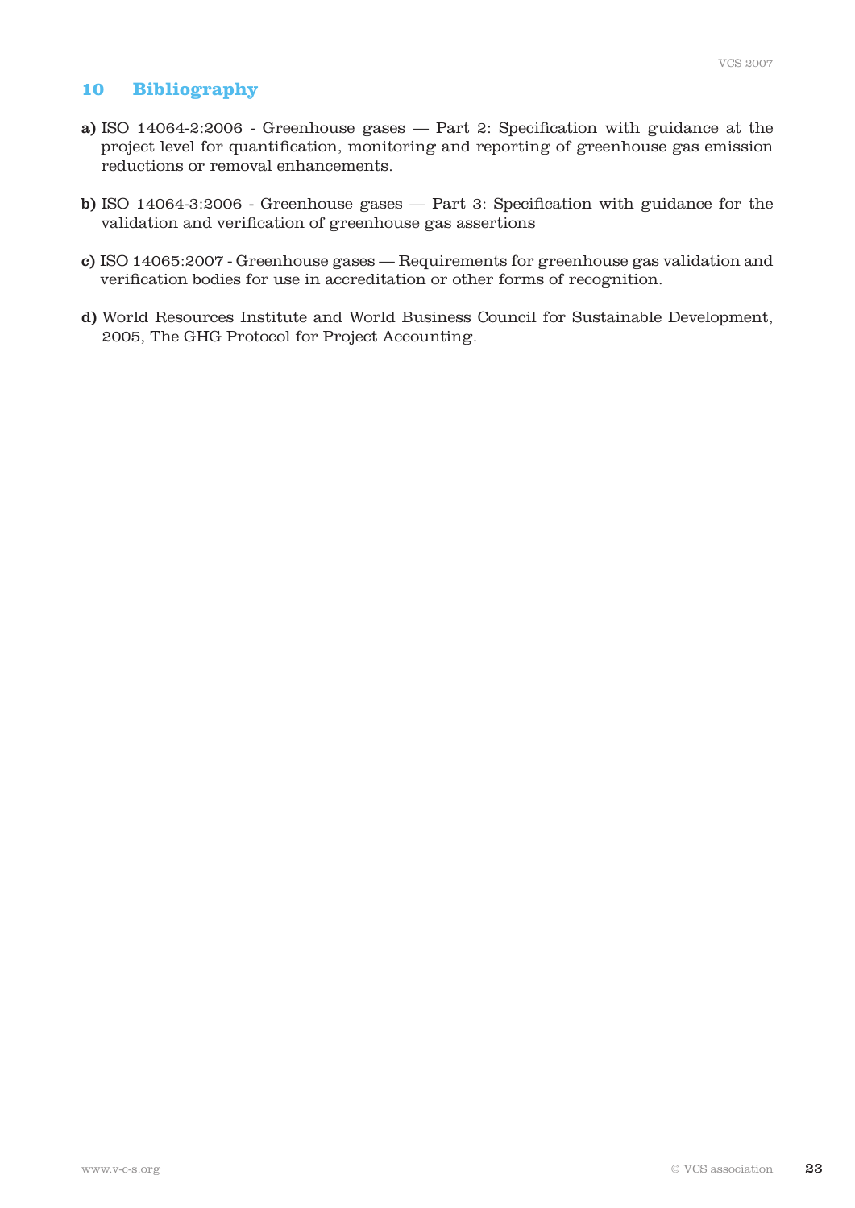# 10 Bibliography

a) ISO 14064-2:2006 - Greenhouse gases — Part 2: Specification with guidance at the project level for quantification, monitoring and reporting of greenhouse gas emission reductions or removal enhancements.

b) ISO 14064-3:2006 - Greenhouse gases — Part 3: Specification with guidance for the validation and verification of greenhouse gas assertions

c) ISO 14065:2007 - Greenhouse gases — Requirements for greenhouse gas validation and verification bodies for use in accreditation or other forms of recognition.

d) World Resources Institute and World Business Council for Sustainable Development, 2005, The GHG Protocol for Project Accounting.